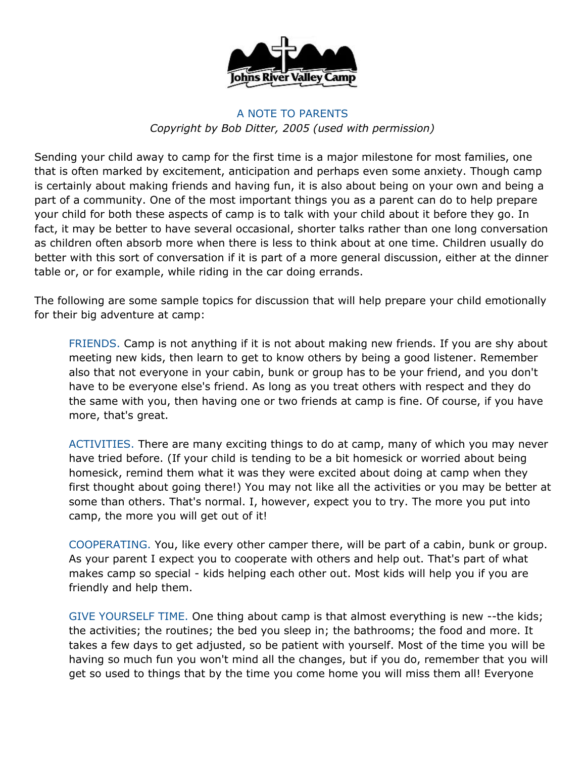Johns River Valley Camp

## A NOTE TO PARENTS

*Copyright by Bob Ditter, 2005 (used with permission)*

Sending your child away to camp for the first time is a major milestone for most families, one that is often marked by excitement, anticipation and perhaps even some anxiety. Though camp is certainly about making friends and having fun, it is also about being on your own and being a part of a community. One of the most important things you as a parent can do to help prepare your child for both these aspects of camp is to talk with your child about it before they go. In fact, it may be better to have several occasional, shorter talks rather than one long conversation as children often absorb more when there is less to think about at one time. Children usually do better with this sort of conversation if it is part of a more general discussion, either at the dinner table or, or for example, while riding in the car doing errands.

The following are some sample topics for discussion that will help prepare your child emotionally for their big adventure at camp:

> FRIENDS. Camp is not anything if it is not about making new friends. If you are shy about meeting new kids, then learn to get to know others by being a good listener. Remember also that not everyone in your cabin, bunk or group has to be your friend, and you don't have to be everyone else's friend. As long as you treat others with respect and they do the same with you, then having one or two friends at camp is fine. Of course, if you have more, that's great.
>
> ACTIVITIES. There are many exciting things to do at camp, many of which you may never have tried before. (If your child is tending to be a bit homesick or worried about being homesick, remind them what it was they were excited about doing at camp when they first thought about going there!) You may not like all the activities or you may be better at some than others. That's normal. I, however, expect you to try. The more you put into camp, the more you will get out of it!
>
> COOPERATING. You, like every other camper there, will be part of a cabin, bunk or group. As your parent I expect you to cooperate with others and help out. That's part of what makes camp so special - kids helping each other out. Most kids will help you if you are friendly and help them.
>
> GIVE YOURSELF TIME. One thing about camp is that almost everything is new --the kids; the activities; the routines; the bed you sleep in; the bathrooms; the food and more. It takes a few days to get adjusted, so be patient with yourself. Most of the time you will be having so much fun you won't mind all the changes, but if you do, remember that you will get so used to things that by the time you come home you will miss them all! Everyone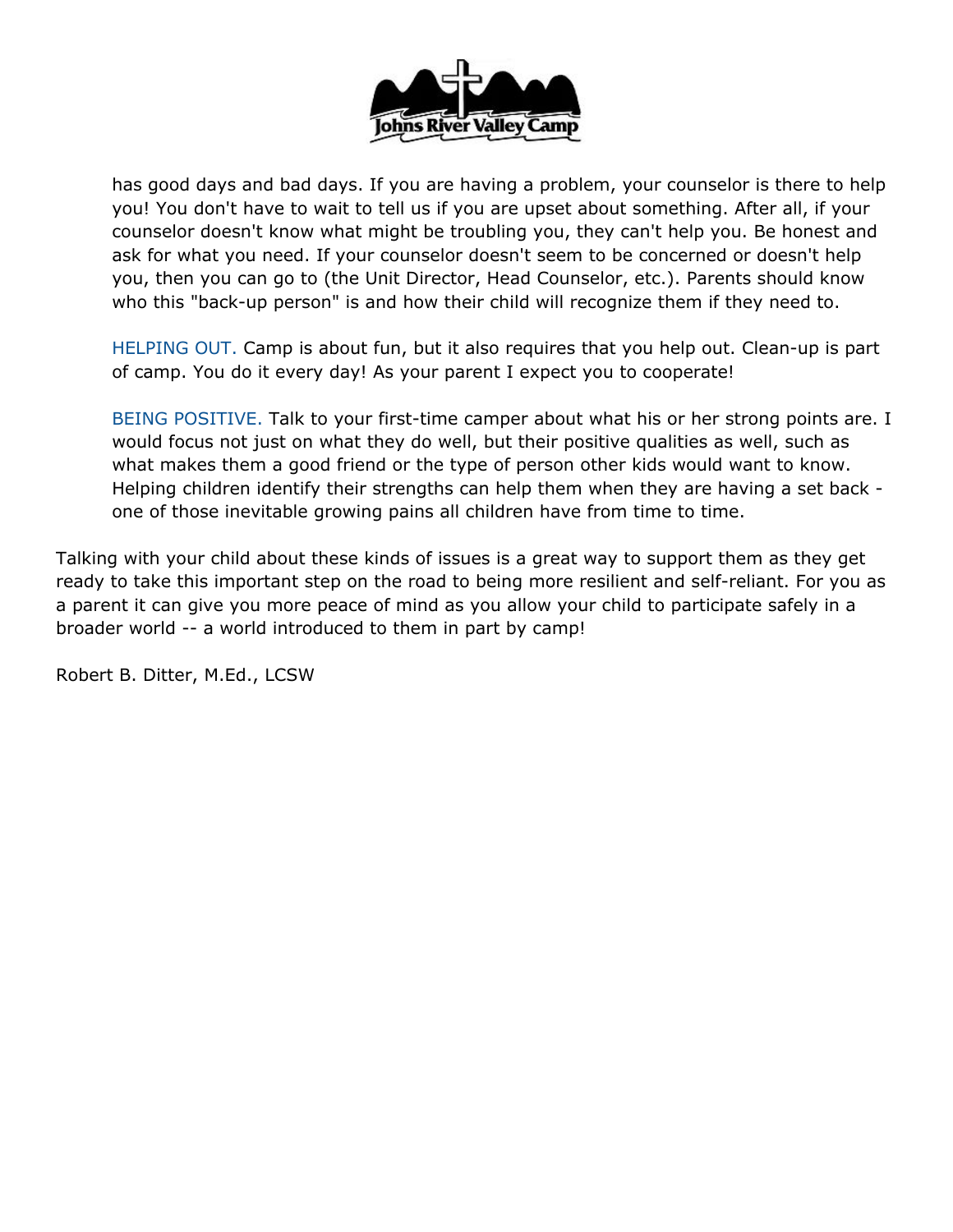has good days and bad days. If you are having a problem, your counselor is there to help you! You don't have to wait to tell us if you are upset about something. After all, if your counselor doesn't know what might be troubling you, they can't help you. Be honest and ask for what you need. If your counselor doesn't seem to be concerned or doesn't help you, then you can go to (the Unit Director, Head Counselor, etc.). Parents should know who this "back-up person" is and how their child will recognize them if they need to.

HELPING OUT. Camp is about fun, but it also requires that you help out. Clean-up is part of camp. You do it every day! As your parent I expect you to cooperate!

BEING POSITIVE. Talk to your first-time camper about what his or her strong points are. I would focus not just on what they do well, but their positive qualities as well, such as what makes them a good friend or the type of person other kids would want to know. Helping children identify their strengths can help them when they are having a set back - one of those inevitable growing pains all children have from time to time.

Talking with your child about these kinds of issues is a great way to support them as they get ready to take this important step on the road to being more resilient and self-reliant. For you as a parent it can give you more peace of mind as you allow your child to participate safely in a broader world -- a world introduced to them in part by camp!

Robert B. Ditter, M.Ed., LCSW